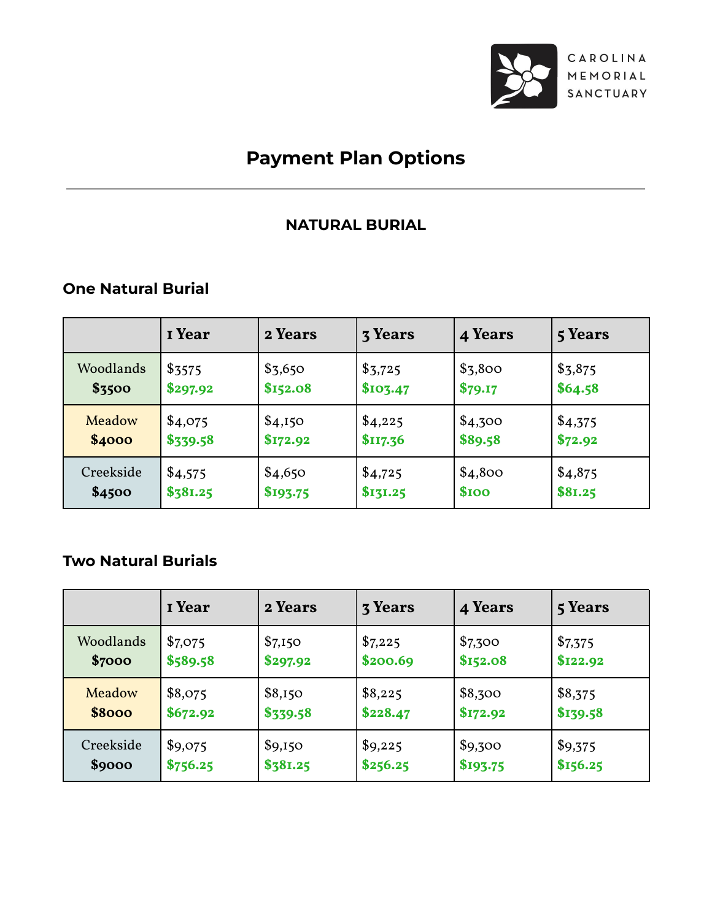CAROLINA MEMORIAL SANCTUARY

# Payment Plan Options

---

## NATURAL BURIAL

### One Natural Burial

| | 1 Year | 2 Years | 3 Years | 4 Years | 5 Years |
|---|---|---|---|---|---|
| Woodlands **$3500** | $3575 **$297.92** | $3,650 **$152.08** | $3,725 **$103.47** | $3,800 **$79.17** | $3,875 **$64.58** |
| Meadow **$4000** | $4,075 **$339.58** | $4,150 **$172.92** | $4,225 **$117.36** | $4,300 **$89.58** | $4,375 **$72.92** |
| Creekside **$4500** | $4,575 **$381.25** | $4,650 **$193.75** | $4,725 **$131.25** | $4,800 **$100** | $4,875 **$81.25** |

### Two Natural Burials

| | 1 Year | 2 Years | 3 Years | 4 Years | 5 Years |
|---|---|---|---|---|---|
| Woodlands **$7000** | $7,075 **$589.58** | $7,150 **$297.92** | $7,225 **$200.69** | $7,300 **$152.08** | $7,375 **$122.92** |
| Meadow **$8000** | $8,075 **$672.92** | $8,150 **$339.58** | $8,225 **$228.47** | $8,300 **$172.92** | $8,375 **$139.58** |
| Creekside **$9000** | $9,075 **$756.25** | $9,150 **$381.25** | $9,225 **$256.25** | $9,300 **$193.75** | $9,375 **$156.25** |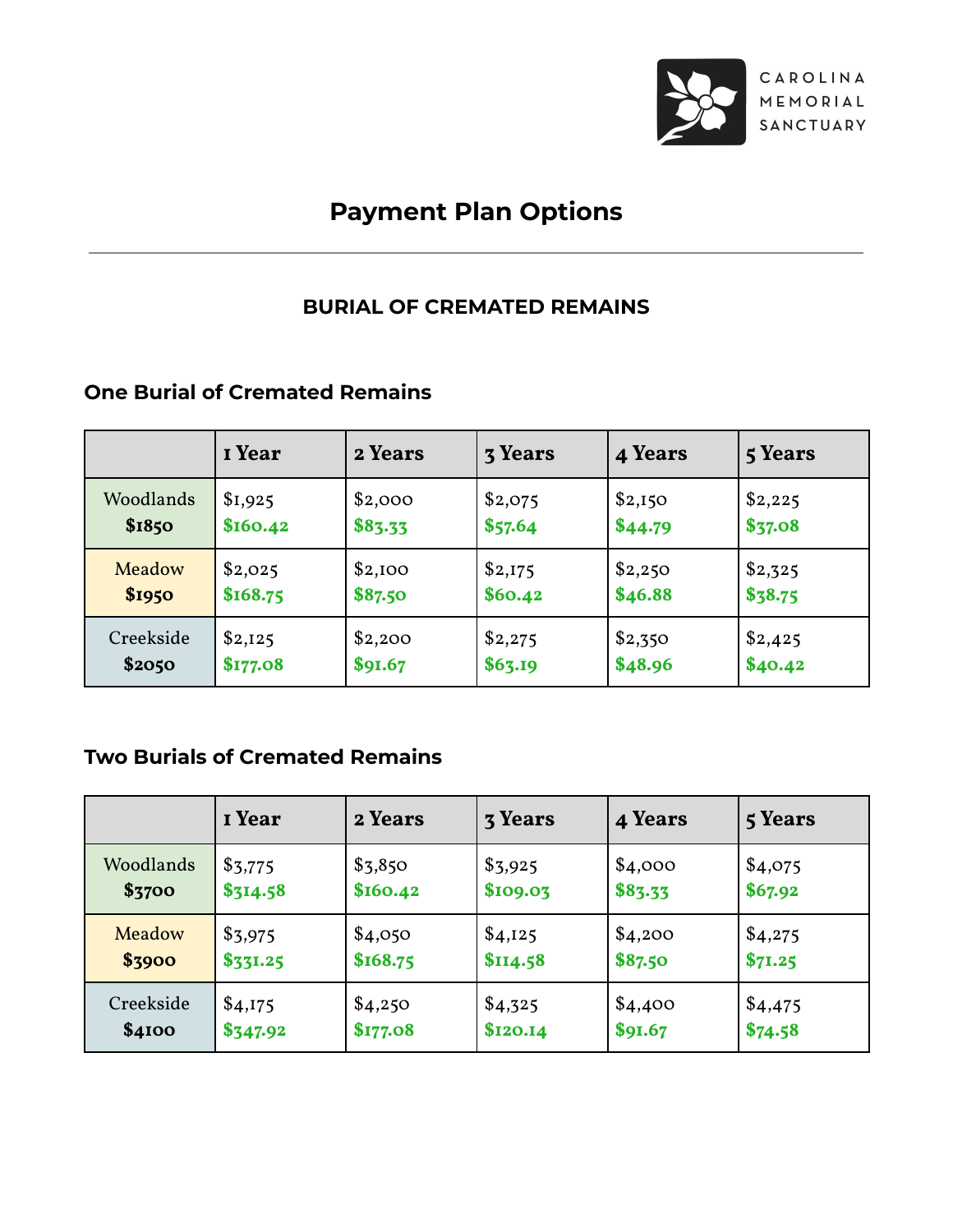CAROLINA MEMORIAL SANCTUARY

# Payment Plan Options

---

## BURIAL OF CREMATED REMAINS

### One Burial of Cremated Remains

| | 1 Year | 2 Years | 3 Years | 4 Years | 5 Years |
|---|---|---|---|---|---|
| Woodlands **$1850** | $1,925 **$160.42** | $2,000 **$83.33** | $2,075 **$57.64** | $2,150 **$44.79** | $2,225 **$37.08** |
| Meadow **$1950** | $2,025 **$168.75** | $2,100 **$87.50** | $2,175 **$60.42** | $2,250 **$46.88** | $2,325 **$38.75** |
| Creekside **$2050** | $2,125 **$177.08** | $2,200 **$91.67** | $2,275 **$63.19** | $2,350 **$48.96** | $2,425 **$40.42** |

### Two Burials of Cremated Remains

| | 1 Year | 2 Years | 3 Years | 4 Years | 5 Years |
|---|---|---|---|---|---|
| Woodlands **$3700** | $3,775 **$314.58** | $3,850 **$160.42** | $3,925 **$109.03** | $4,000 **$83.33** | $4,075 **$67.92** |
| Meadow **$3900** | $3,975 **$331.25** | $4,050 **$168.75** | $4,125 **$114.58** | $4,200 **$87.50** | $4,275 **$71.25** |
| Creekside **$4100** | $4,175 **$347.92** | $4,250 **$177.08** | $4,325 **$120.14** | $4,400 **$91.67** | $4,475 **$74.58** |